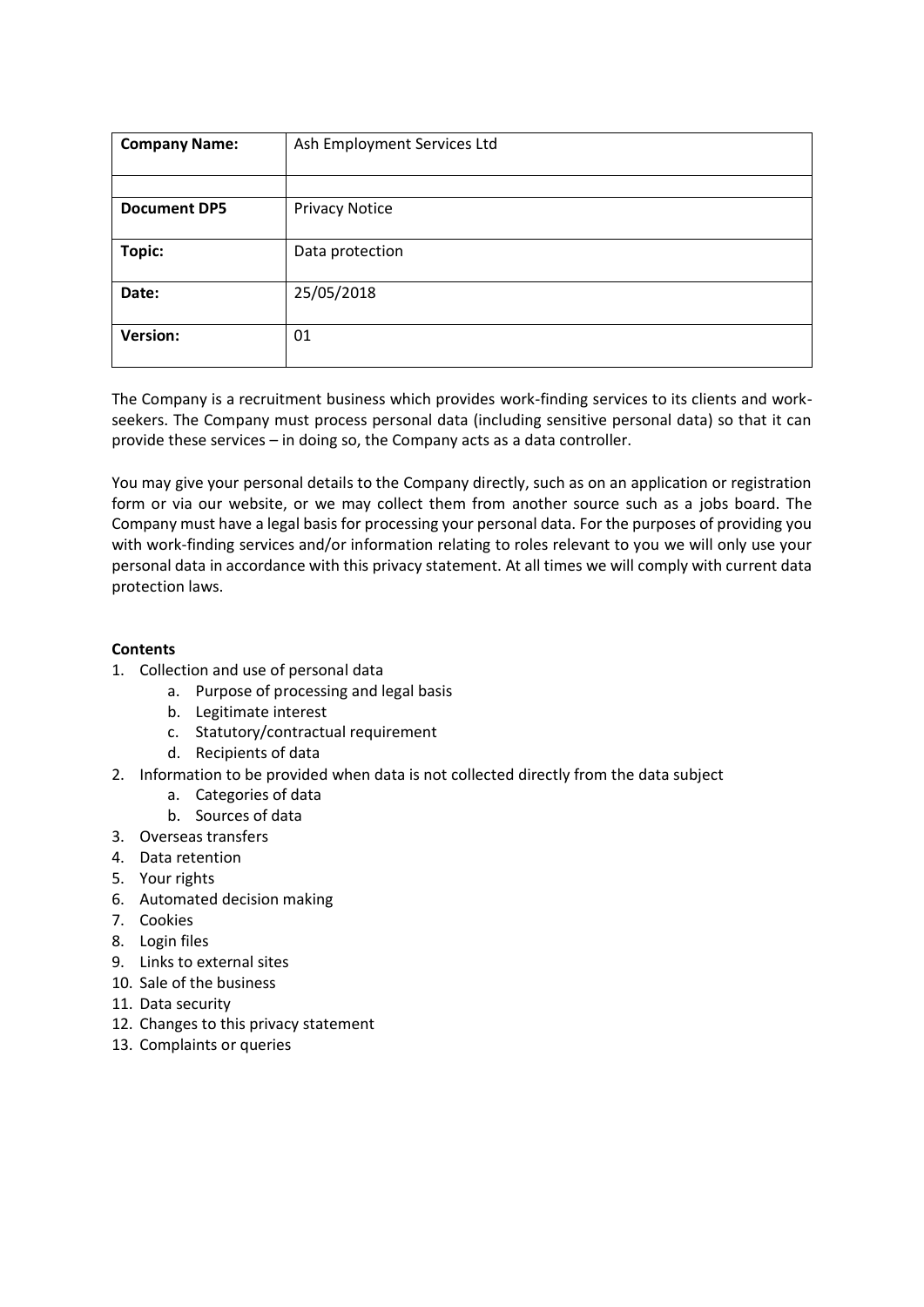| **Company Name:** | Ash Employment Services Ltd |
| --- | --- |
| | |
| **Document DP5** | Privacy Notice |
| **Topic:** | Data protection |
| **Date:** | 25/05/2018 |
| **Version:** | 01 |

The Company is a recruitment business which provides work-finding services to its clients and work-seekers. The Company must process personal data (including sensitive personal data) so that it can provide these services – in doing so, the Company acts as a data controller.

You may give your personal details to the Company directly, such as on an application or registration form or via our website, or we may collect them from another source such as a jobs board. The Company must have a legal basis for processing your personal data. For the purposes of providing you with work-finding services and/or information relating to roles relevant to you we will only use your personal data in accordance with this privacy statement. At all times we will comply with current data protection laws.

**Contents**

1. Collection and use of personal data
   a. Purpose of processing and legal basis
   b. Legitimate interest
   c. Statutory/contractual requirement
   d. Recipients of data
2. Information to be provided when data is not collected directly from the data subject
   a. Categories of data
   b. Sources of data
3. Overseas transfers
4. Data retention
5. Your rights
6. Automated decision making
7. Cookies
8. Login files
9. Links to external sites
10. Sale of the business
11. Data security
12. Changes to this privacy statement
13. Complaints or queries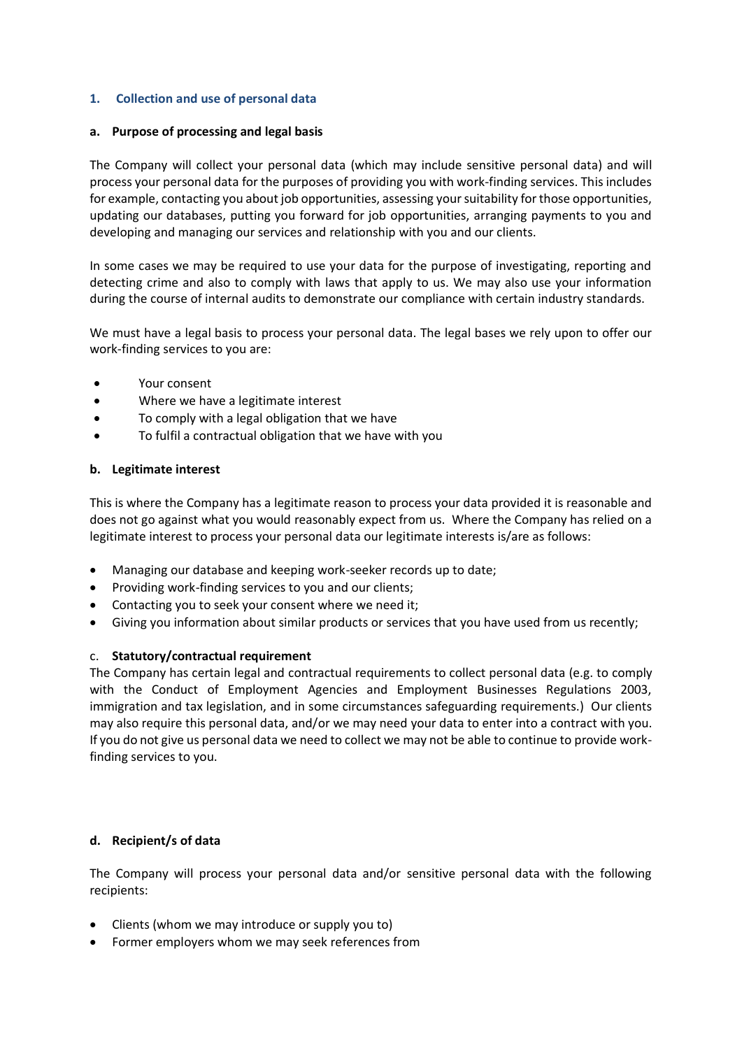## 1. Collection and use of personal data

### a. Purpose of processing and legal basis

The Company will collect your personal data (which may include sensitive personal data) and will process your personal data for the purposes of providing you with work-finding services. This includes for example, contacting you about job opportunities, assessing your suitability for those opportunities, updating our databases, putting you forward for job opportunities, arranging payments to you and developing and managing our services and relationship with you and our clients.

In some cases we may be required to use your data for the purpose of investigating, reporting and detecting crime and also to comply with laws that apply to us. We may also use your information during the course of internal audits to demonstrate our compliance with certain industry standards.

We must have a legal basis to process your personal data. The legal bases we rely upon to offer our work-finding services to you are:

- Your consent
- Where we have a legitimate interest
- To comply with a legal obligation that we have
- To fulfil a contractual obligation that we have with you

### b. Legitimate interest

This is where the Company has a legitimate reason to process your data provided it is reasonable and does not go against what you would reasonably expect from us. Where the Company has relied on a legitimate interest to process your personal data our legitimate interests is/are as follows:

- Managing our database and keeping work-seeker records up to date;
- Providing work-finding services to you and our clients;
- Contacting you to seek your consent where we need it;
- Giving you information about similar products or services that you have used from us recently;

### c. Statutory/contractual requirement

The Company has certain legal and contractual requirements to collect personal data (e.g. to comply with the Conduct of Employment Agencies and Employment Businesses Regulations 2003, immigration and tax legislation, and in some circumstances safeguarding requirements.) Our clients may also require this personal data, and/or we may need your data to enter into a contract with you. If you do not give us personal data we need to collect we may not be able to continue to provide work-finding services to you.

### d. Recipient/s of data

The Company will process your personal data and/or sensitive personal data with the following recipients:

- Clients (whom we may introduce or supply you to)
- Former employers whom we may seek references from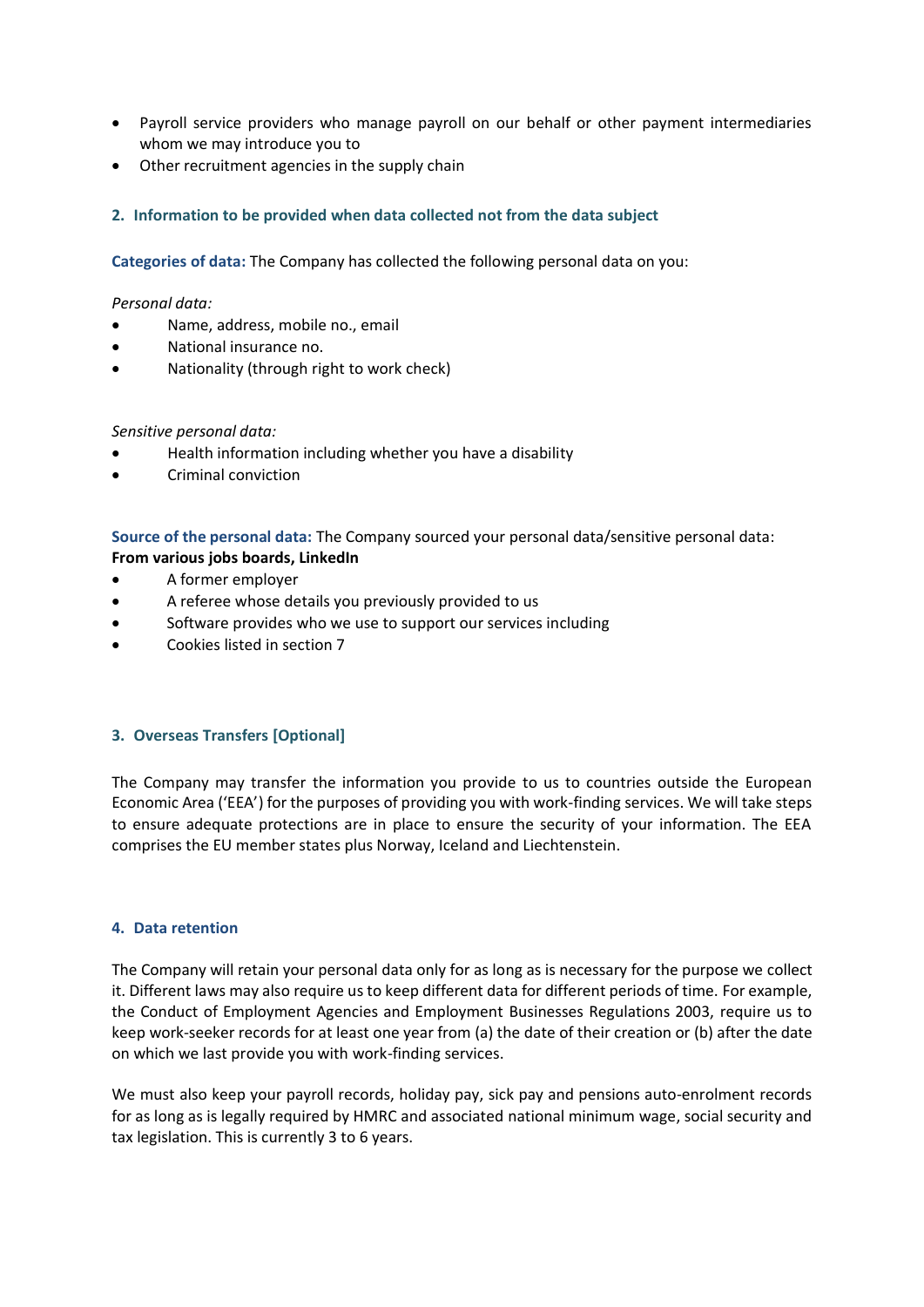- Payroll service providers who manage payroll on our behalf or other payment intermediaries whom we may introduce you to
- Other recruitment agencies in the supply chain

## 2. Information to be provided when data collected not from the data subject

**Categories of data:** The Company has collected the following personal data on you:

*Personal data:*

- Name, address, mobile no., email
- National insurance no.
- Nationality (through right to work check)

*Sensitive personal data:*

- Health information including whether you have a disability
- Criminal conviction

**Source of the personal data:** The Company sourced your personal data/sensitive personal data:
**From various jobs boards, LinkedIn**

- A former employer
- A referee whose details you previously provided to us
- Software provides who we use to support our services including
- Cookies listed in section 7

## 3. Overseas Transfers [Optional]

The Company may transfer the information you provide to us to countries outside the European Economic Area ('EEA') for the purposes of providing you with work-finding services. We will take steps to ensure adequate protections are in place to ensure the security of your information. The EEA comprises the EU member states plus Norway, Iceland and Liechtenstein.

## 4. Data retention

The Company will retain your personal data only for as long as is necessary for the purpose we collect it. Different laws may also require us to keep different data for different periods of time. For example, the Conduct of Employment Agencies and Employment Businesses Regulations 2003, require us to keep work-seeker records for at least one year from (a) the date of their creation or (b) after the date on which we last provide you with work-finding services.

We must also keep your payroll records, holiday pay, sick pay and pensions auto-enrolment records for as long as is legally required by HMRC and associated national minimum wage, social security and tax legislation. This is currently 3 to 6 years.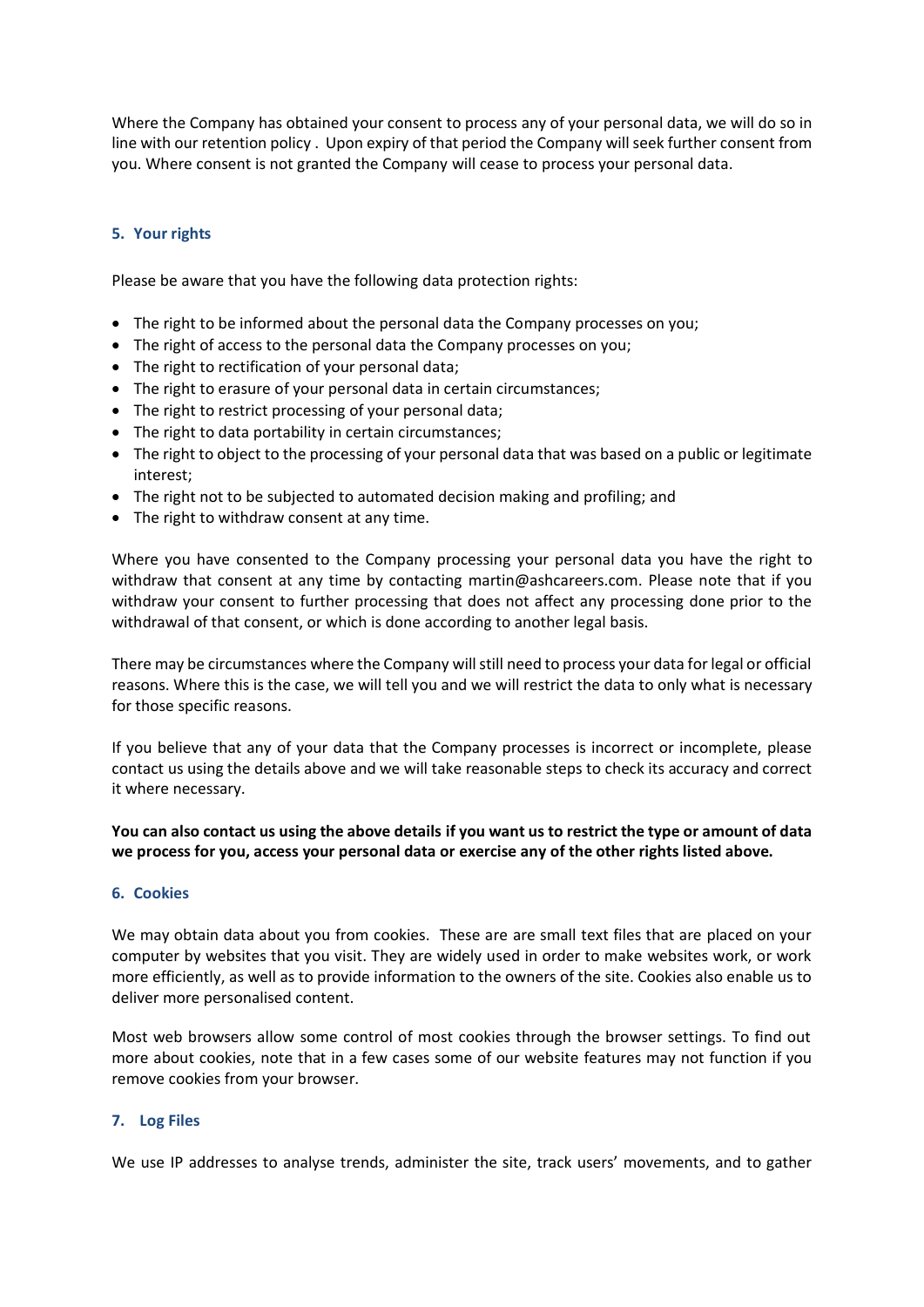Where the Company has obtained your consent to process any of your personal data, we will do so in line with our retention policy . Upon expiry of that period the Company will seek further consent from you. Where consent is not granted the Company will cease to process your personal data.

## 5. Your rights

Please be aware that you have the following data protection rights:

- The right to be informed about the personal data the Company processes on you;
- The right of access to the personal data the Company processes on you;
- The right to rectification of your personal data;
- The right to erasure of your personal data in certain circumstances;
- The right to restrict processing of your personal data;
- The right to data portability in certain circumstances;
- The right to object to the processing of your personal data that was based on a public or legitimate interest;
- The right not to be subjected to automated decision making and profiling; and
- The right to withdraw consent at any time.

Where you have consented to the Company processing your personal data you have the right to withdraw that consent at any time by contacting martin@ashcareers.com. Please note that if you withdraw your consent to further processing that does not affect any processing done prior to the withdrawal of that consent, or which is done according to another legal basis.

There may be circumstances where the Company will still need to process your data for legal or official reasons. Where this is the case, we will tell you and we will restrict the data to only what is necessary for those specific reasons.

If you believe that any of your data that the Company processes is incorrect or incomplete, please contact us using the details above and we will take reasonable steps to check its accuracy and correct it where necessary.

**You can also contact us using the above details if you want us to restrict the type or amount of data we process for you, access your personal data or exercise any of the other rights listed above.**

## 6. Cookies

We may obtain data about you from cookies. These are are small text files that are placed on your computer by websites that you visit. They are widely used in order to make websites work, or work more efficiently, as well as to provide information to the owners of the site. Cookies also enable us to deliver more personalised content.

Most web browsers allow some control of most cookies through the browser settings. To find out more about cookies, note that in a few cases some of our website features may not function if you remove cookies from your browser.

## 7. Log Files

We use IP addresses to analyse trends, administer the site, track users' movements, and to gather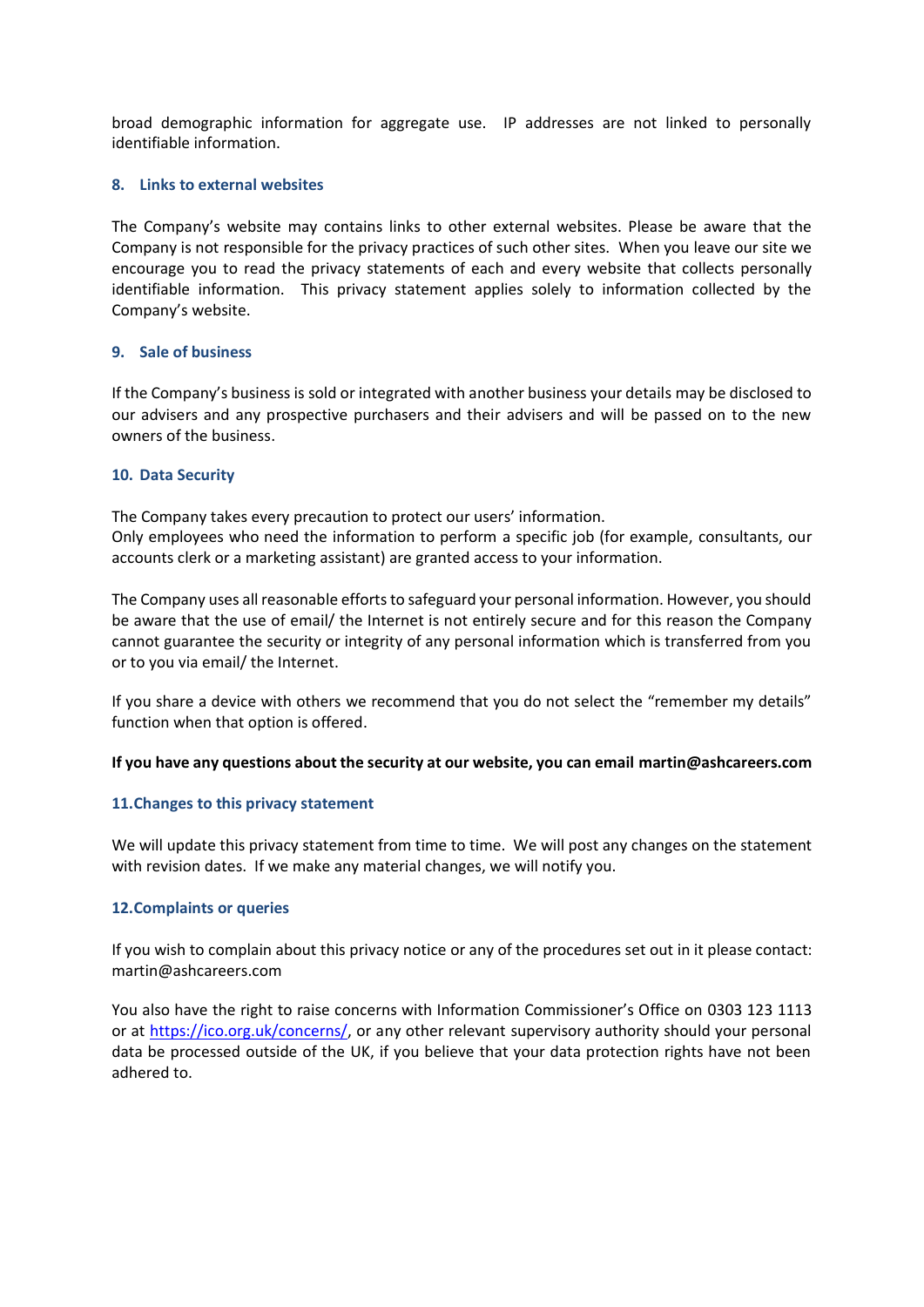broad demographic information for aggregate use. IP addresses are not linked to personally identifiable information.

### 8. Links to external websites

The Company's website may contains links to other external websites. Please be aware that the Company is not responsible for the privacy practices of such other sites. When you leave our site we encourage you to read the privacy statements of each and every website that collects personally identifiable information. This privacy statement applies solely to information collected by the Company's website.

### 9. Sale of business

If the Company's business is sold or integrated with another business your details may be disclosed to our advisers and any prospective purchasers and their advisers and will be passed on to the new owners of the business.

### 10. Data Security

The Company takes every precaution to protect our users' information.
Only employees who need the information to perform a specific job (for example, consultants, our accounts clerk or a marketing assistant) are granted access to your information.

The Company uses all reasonable efforts to safeguard your personal information. However, you should be aware that the use of email/ the Internet is not entirely secure and for this reason the Company cannot guarantee the security or integrity of any personal information which is transferred from you or to you via email/ the Internet.

If you share a device with others we recommend that you do not select the "remember my details" function when that option is offered.

**If you have any questions about the security at our website, you can email martin@ashcareers.com**

### 11.Changes to this privacy statement

We will update this privacy statement from time to time. We will post any changes on the statement with revision dates. If we make any material changes, we will notify you.

### 12.Complaints or queries

If you wish to complain about this privacy notice or any of the procedures set out in it please contact: martin@ashcareers.com

You also have the right to raise concerns with Information Commissioner's Office on 0303 123 1113 or at [https://ico.org.uk/concerns/](https://ico.org.uk/concerns/), or any other relevant supervisory authority should your personal data be processed outside of the UK, if you believe that your data protection rights have not been adhered to.